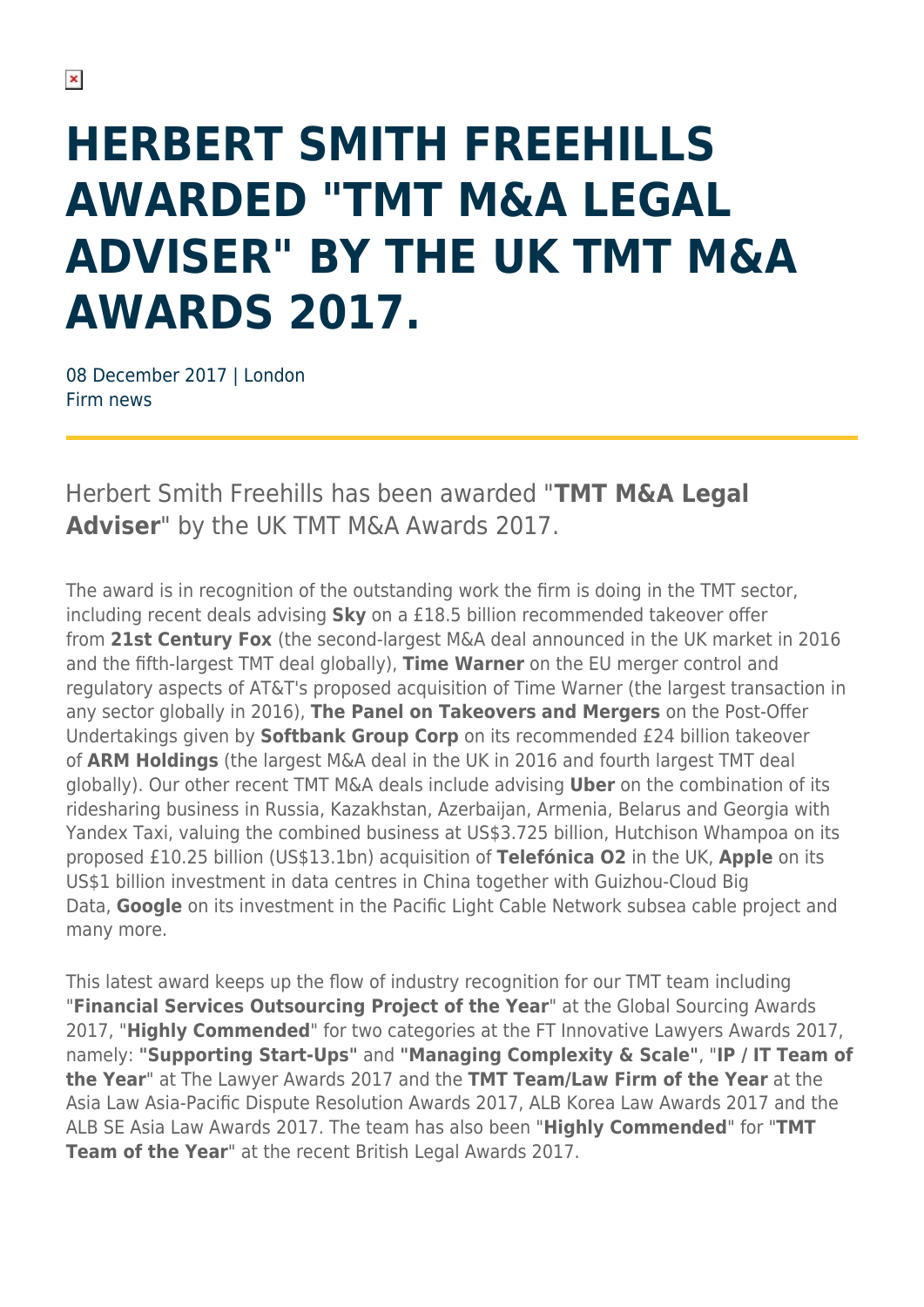# HERBERT SMITH FREEHILLS AWARDED "TMT M&A LEGAL ADVISER" BY THE UK TMT M&A AWARDS 2017.

08 December 2017 | London
Firm news

Herbert Smith Freehills has been awarded "**TMT M&A Legal Adviser**" by the UK TMT M&A Awards 2017.

The award is in recognition of the outstanding work the firm is doing in the TMT sector, including recent deals advising **Sky** on a £18.5 billion recommended takeover offer from **21st Century Fox** (the second-largest M&A deal announced in the UK market in 2016 and the fifth-largest TMT deal globally), **Time Warner** on the EU merger control and regulatory aspects of AT&T's proposed acquisition of Time Warner (the largest transaction in any sector globally in 2016), **The Panel on Takeovers and Mergers** on the Post-Offer Undertakings given by **Softbank Group Corp** on its recommended £24 billion takeover of **ARM Holdings** (the largest M&A deal in the UK in 2016 and fourth largest TMT deal globally). Our other recent TMT M&A deals include advising **Uber** on the combination of its ridesharing business in Russia, Kazakhstan, Azerbaijan, Armenia, Belarus and Georgia with Yandex Taxi, valuing the combined business at US$3.725 billion, Hutchison Whampoa on its proposed £10.25 billion (US$13.1bn) acquisition of **Telefónica O2** in the UK, **Apple** on its US$1 billion investment in data centres in China together with Guizhou-Cloud Big Data, **Google** on its investment in the Pacific Light Cable Network subsea cable project and many more.

This latest award keeps up the flow of industry recognition for our TMT team including "**Financial Services Outsourcing Project of the Year**" at the Global Sourcing Awards 2017, "**Highly Commended**" for two categories at the FT Innovative Lawyers Awards 2017, namely: **"Supporting Start-Ups"** and **"Managing Complexity & Scale"**, "**IP / IT Team of the Year**" at The Lawyer Awards 2017 and the **TMT Team/Law Firm of the Year** at the Asia Law Asia-Pacific Dispute Resolution Awards 2017, ALB Korea Law Awards 2017 and the ALB SE Asia Law Awards 2017. The team has also been "**Highly Commended**" for "**TMT Team of the Year**" at the recent British Legal Awards 2017.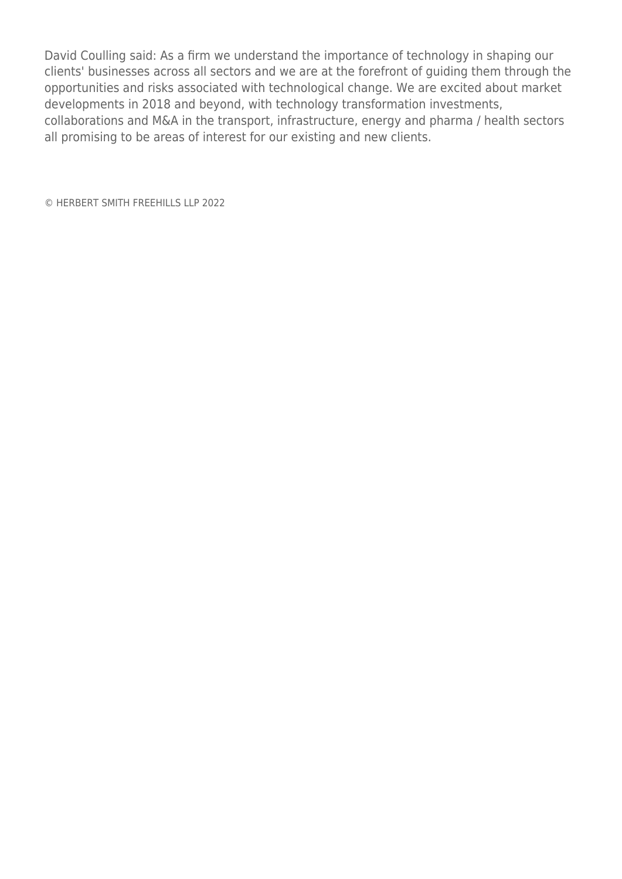David Coulling said: As a firm we understand the importance of technology in shaping our clients' businesses across all sectors and we are at the forefront of guiding them through the opportunities and risks associated with technological change. We are excited about market developments in 2018 and beyond, with technology transformation investments, collaborations and M&A in the transport, infrastructure, energy and pharma / health sectors all promising to be areas of interest for our existing and new clients.

© HERBERT SMITH FREEHILLS LLP 2022